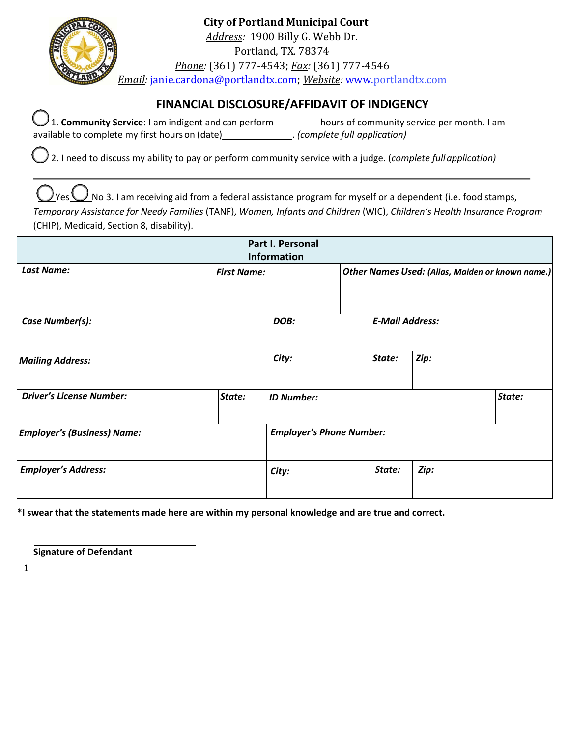**City of Portland Municipal Court**
*Address:* 1900 Billy G. Webb Dr.
Portland, TX. 78374
*Phone:* (361) 777-4543; *Fax:* (361) 777-4546
*Email:* janie.cardona@portlandtx.com; *Website:* www.portlandtx.com

## FINANCIAL DISCLOSURE/AFFIDAVIT OF INDIGENCY

○ 1. **Community Service**: I am indigent and can perform ________ hours of community service per month. I am available to complete my first hours on (date)______________. *(complete full application)*

○ 2. I need to discuss my ability to pay or perform community service with a judge. (*complete full application)*

---

○ Yes ○ No 3. I am receiving aid from a federal assistance program for myself or a dependent (i.e. food stamps, *Temporary Assistance for Needy Families* (TANF), *Women, Infants and Children* (WIC), *Children's Health Insurance Program* (CHIP), Medicaid, Section 8, disability).

| **Part I. Personal Information** | | | |
|---|---|---|---|
| ***Last Name:*** | ***First Name:*** | ***Other Names Used: (Alias, Maiden or known name.)*** | |
| ***Case Number(s):*** | ***DOB:*** | ***E-Mail Address:*** | |
| ***Mailing Address:*** | ***City:*** | ***State:*** | ***Zip:*** |
| ***Driver's License Number:*** | ***State:*** | ***ID Number:*** | ***State:*** |
| ***Employer's (Business) Name:*** | ***Employer's Phone Number:*** | | |
| ***Employer's Address:*** | ***City:*** | ***State:*** | ***Zip:*** |

**\*I swear that the statements made here are within my personal knowledge and are true and correct.**

______________________________
**Signature of Defendant**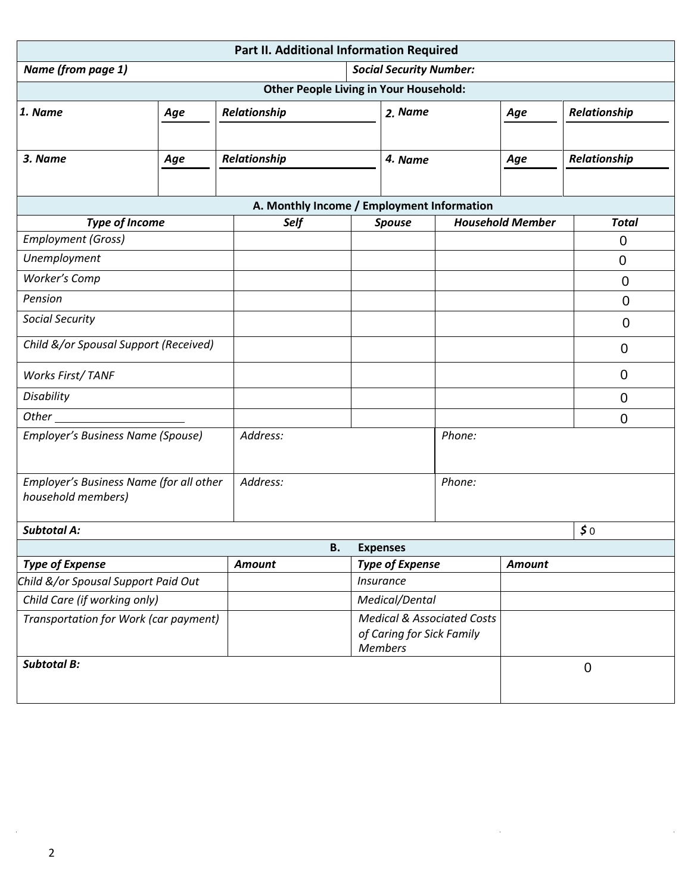## Part II. Additional Information Required

| ***Name (from page 1)*** | ***Social Security Number:*** |
|---|---|
| | |

### Other People Living in Your Household:

| ***1. Name*** | ***Age*** | ***Relationship*** | ***2. Name*** | ***Age*** | ***Relationship*** |
|---|---|---|---|---|---|
| | | | | | |
| ***3. Name*** | ***Age*** | ***Relationship*** | ***4. Name*** | ***Age*** | ***Relationship*** |
| | | | | | |

### A. Monthly Income / Employment Information

| ***Type of Income*** | ***Self*** | ***Spouse*** | ***Household Member*** | ***Total*** |
|---|---|---|---|---|
| *Employment (Gross)* | | | | 0 |
| *Unemployment* | | | | 0 |
| *Worker's Comp* | | | | 0 |
| *Pension* | | | | 0 |
| *Social Security* | | | | 0 |
| *Child &/or Spousal Support (Received)* | | | | 0 |
| *Works First/ TANF* | | | | 0 |
| *Disability* | | | | 0 |
| *Other* ____________________ | | | | 0 |

| *Employer's Business Name (Spouse)* | *Address:* | *Phone:* |
|---|---|---|
| *Employer's Business Name (for all other household members)* | *Address:* | *Phone:* |
| ***Subtotal A:*** | | ***$*** 0 |

### B. Expenses

| ***Type of Expense*** | ***Amount*** | ***Type of Expense*** | ***Amount*** |
|---|---|---|---|
| *Child &/or Spousal Support Paid Out* | | *Insurance* | |
| *Child Care (if working only)* | | *Medical/Dental* | |
| *Transportation for Work (car payment)* | | *Medical & Associated Costs of Caring for Sick Family Members* | |
| ***Subtotal B:*** | | | 0 |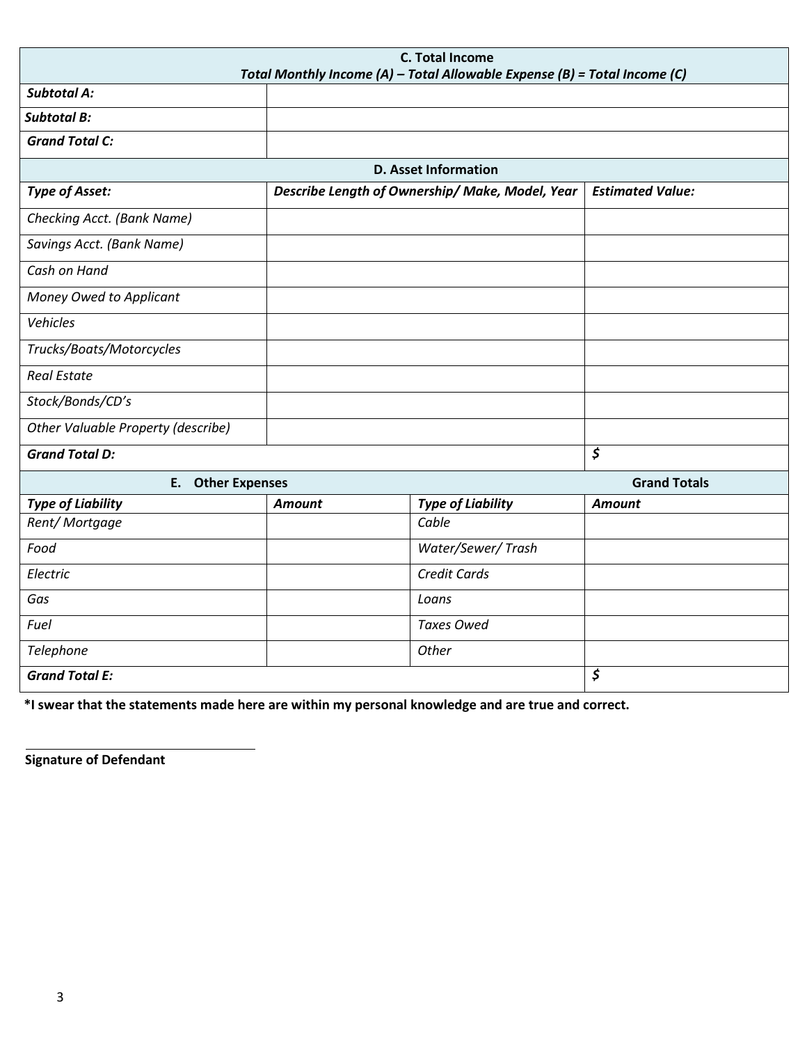| C. Total Income<br>*Total Monthly Income (A) – Total Allowable Expense (B) = Total Income (C)* | |
|---|---|
| ***Subtotal A:*** | |
| ***Subtotal B:*** | |
| ***Grand Total C:*** | |

| D. Asset Information | | |
|---|---|---|
| ***Type of Asset:*** | ***Describe Length of Ownership/ Make, Model, Year*** | ***Estimated Value:*** |
| *Checking Acct. (Bank Name)* | | |
| *Savings Acct. (Bank Name)* | | |
| *Cash on Hand* | | |
| *Money Owed to Applicant* | | |
| *Vehicles* | | |
| *Trucks/Boats/Motorcycles* | | |
| *Real Estate* | | |
| *Stock/Bonds/CD's* | | |
| *Other Valuable Property (describe)* | | |
| ***Grand Total D:*** | | ***$*** |

| E. Other Expenses | | | Grand Totals |
|---|---|---|---|
| ***Type of Liability*** | ***Amount*** | ***Type of Liability*** | ***Amount*** |
| *Rent/ Mortgage* | | *Cable* | |
| *Food* | | *Water/Sewer/ Trash* | |
| *Electric* | | *Credit Cards* | |
| *Gas* | | *Loans* | |
| *Fuel* | | *Taxes Owed* | |
| *Telephone* | | *Other* | |
| ***Grand Total E:*** | | | ***$*** |

**\*I swear that the statements made here are within my personal knowledge and are true and correct.**

\_\_\_\_\_\_\_\_\_\_\_\_\_\_\_\_\_\_\_\_\_\_\_\_\_\_\_\_\_\_\_\_\_\_

**Signature of Defendant**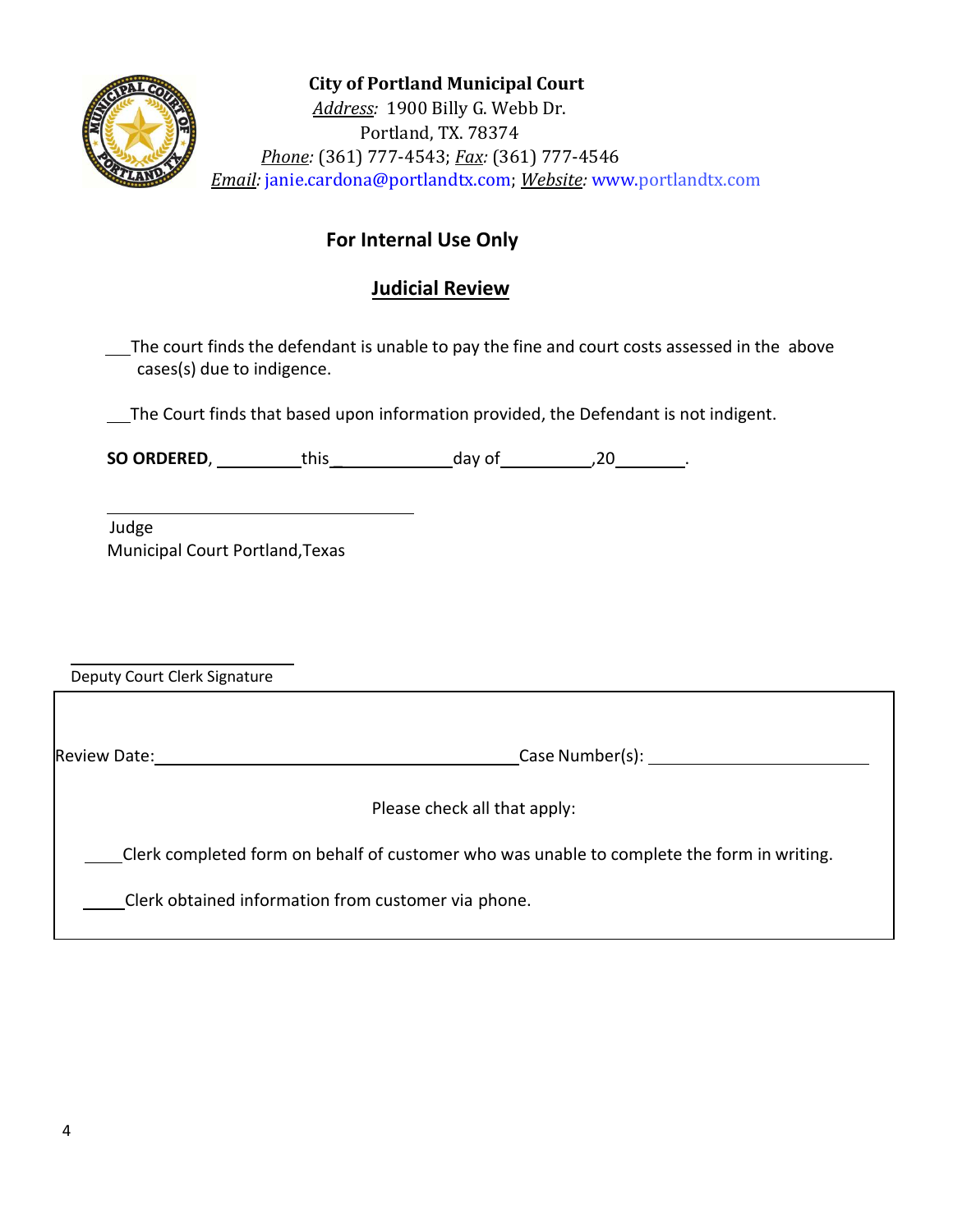**City of Portland Municipal Court**
*Address:* 1900 Billy G. Webb Dr.
Portland, TX. 78374
*Phone:* (361) 777-4543; *Fax:* (361) 777-4546
*Email:* janie.cardona@portlandtx.com; *Website:* www.portlandtx.com

## For Internal Use Only

## Judicial Review

___The court finds the defendant is unable to pay the fine and court costs assessed in the above cases(s) due to indigence.

___The Court finds that based upon information provided, the Defendant is not indigent.

**SO ORDERED**, _________this_____________day of__________,20________.

______________________________
Judge
Municipal Court Portland,Texas

______________________________
Deputy Court Clerk Signature

Review Date:________________________________________ Case Number(s): ________________________

Please check all that apply:

____Clerk completed form on behalf of customer who was unable to complete the form in writing.

____Clerk obtained information from customer via phone.